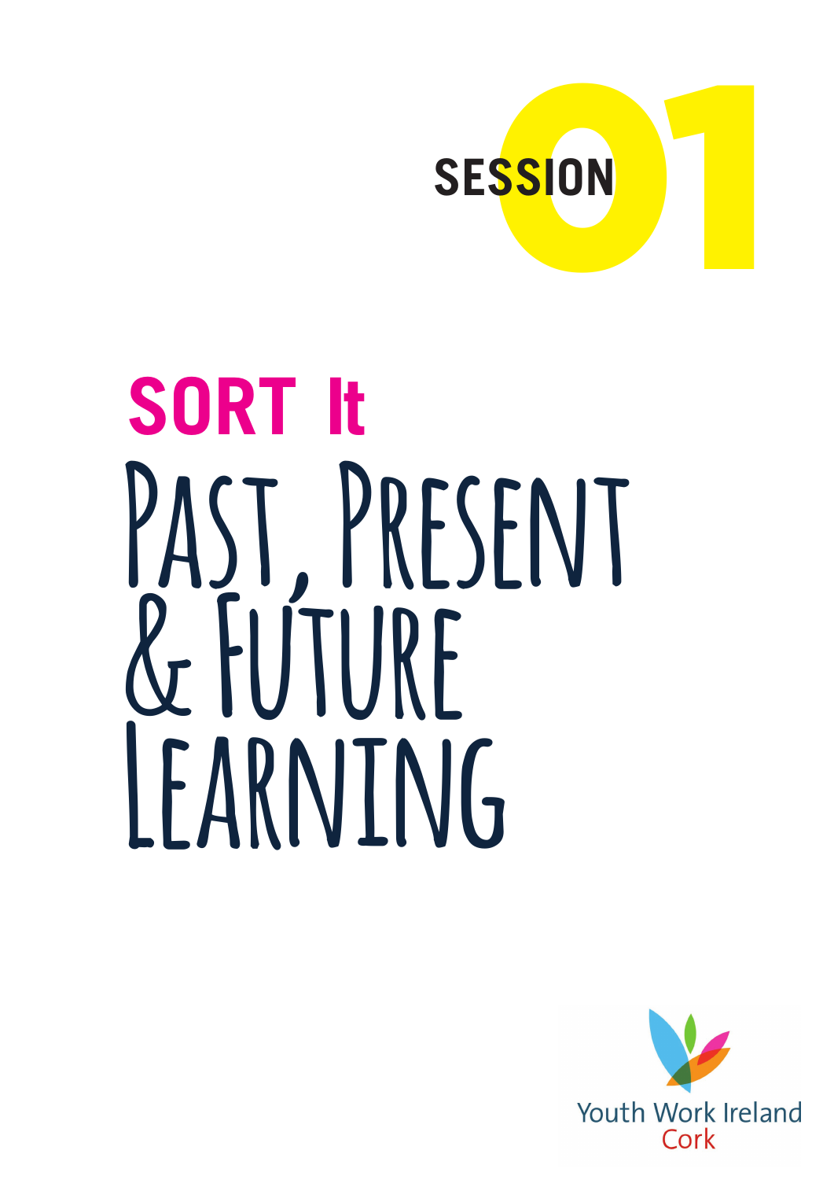SESSION 01

# SORT It

# Past, Present & Future Learning

Youth Work Ireland
Cork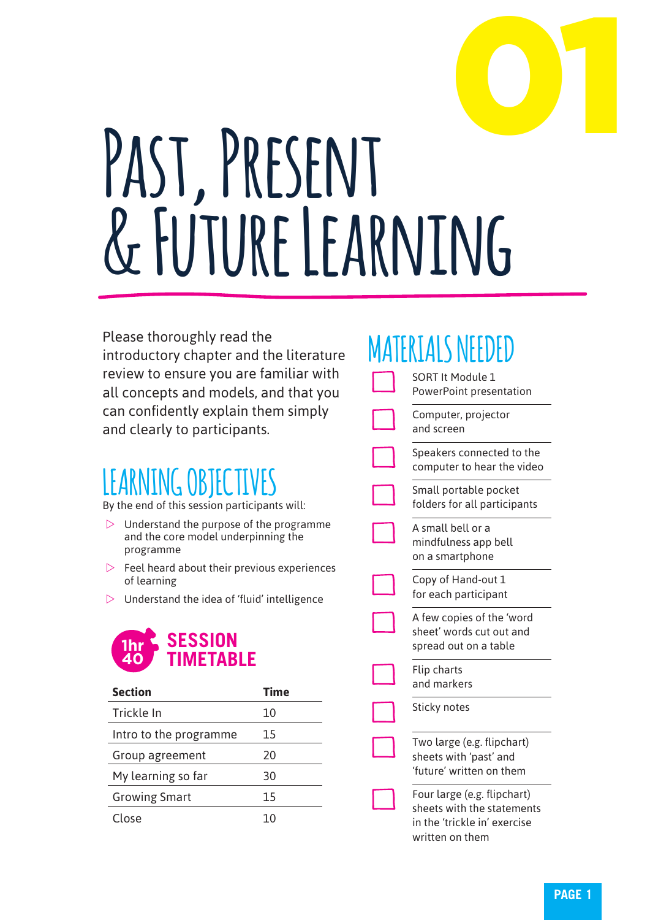# 01

# Past, Present & Future Learning

Please thoroughly read the introductory chapter and the literature review to ensure you are familiar with all concepts and models, and that you can confidently explain them simply and clearly to participants.

## Learning Objectives

By the end of this session participants will:

- Understand the purpose of the programme and the core model underpinning the programme
- Feel heard about their previous experiences of learning
- Understand the idea of 'fluid' intelligence

## 1hr 40 Session Timetable

| Section | Time |
| --- | --- |
| Trickle In | 10 |
| Intro to the programme | 15 |
| Group agreement | 20 |
| My learning so far | 30 |
| Growing Smart | 15 |
| Close | 10 |

## Materials Needed

- [ ] SORT It Module 1 PowerPoint presentation
- [ ] Computer, projector and screen
- [ ] Speakers connected to the computer to hear the video
- [ ] Small portable pocket folders for all participants
- [ ] A small bell or a mindfulness app bell on a smartphone
- [ ] Copy of Hand-out 1 for each participant
- [ ] A few copies of the 'word sheet' words cut out and spread out on a table
- [ ] Flip charts and markers
- [ ] Sticky notes
- [ ] Two large (e.g. flipchart) sheets with 'past' and 'future' written on them
- [ ] Four large (e.g. flipchart) sheets with the statements in the 'trickle in' exercise written on them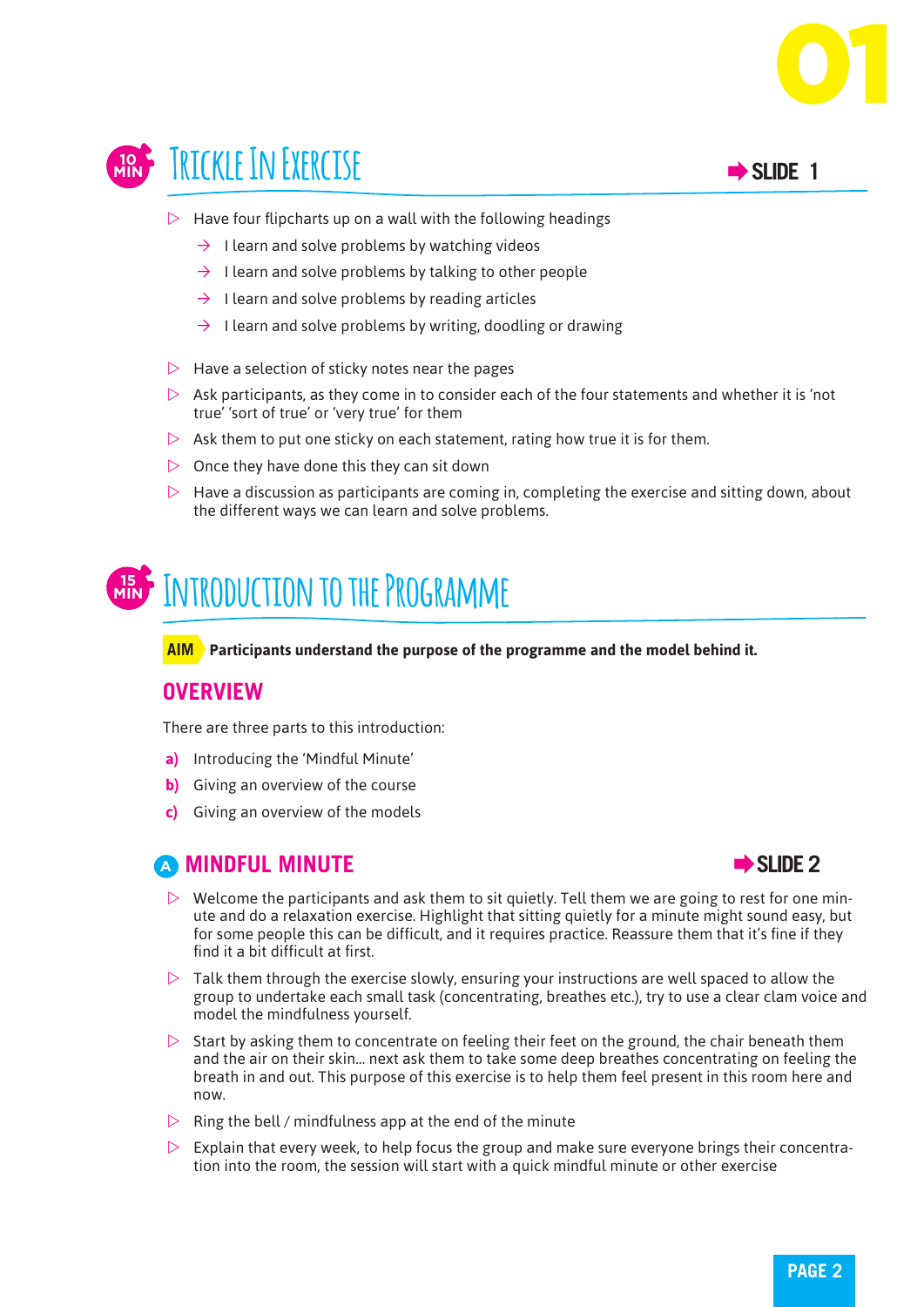# 01

## 10 MIN Trickle In Exercise

➡ SLIDE 1

- Have four flipcharts up on a wall with the following headings
  - → I learn and solve problems by watching videos
  - → I learn and solve problems by talking to other people
  - → I learn and solve problems by reading articles
  - → I learn and solve problems by writing, doodling or drawing
- Have a selection of sticky notes near the pages
- Ask participants, as they come in to consider each of the four statements and whether it is 'not true' 'sort of true' or 'very true' for them
- Ask them to put one sticky on each statement, rating how true it is for them.
- Once they have done this they can sit down
- Have a discussion as participants are coming in, completing the exercise and sitting down, about the different ways we can learn and solve problems.

## 15 MIN Introduction to the Programme

**AIM** **Participants understand the purpose of the programme and the model behind it.**

### OVERVIEW

There are three parts to this introduction:

**a)** Introducing the 'Mindful Minute'

**b)** Giving an overview of the course

**c)** Giving an overview of the models

### A MINDFUL MINUTE

➡ SLIDE 2

- Welcome the participants and ask them to sit quietly. Tell them we are going to rest for one minute and do a relaxation exercise. Highlight that sitting quietly for a minute might sound easy, but for some people this can be difficult, and it requires practice. Reassure them that it's fine if they find it a bit difficult at first.
- Talk them through the exercise slowly, ensuring your instructions are well spaced to allow the group to undertake each small task (concentrating, breathes etc.), try to use a clear clam voice and model the mindfulness yourself.
- Start by asking them to concentrate on feeling their feet on the ground, the chair beneath them and the air on their skin... next ask them to take some deep breathes concentrating on feeling the breath in and out. This purpose of this exercise is to help them feel present in this room here and now.
- Ring the bell / mindfulness app at the end of the minute
- Explain that every week, to help focus the group and make sure everyone brings their concentration into the room, the session will start with a quick mindful minute or other exercise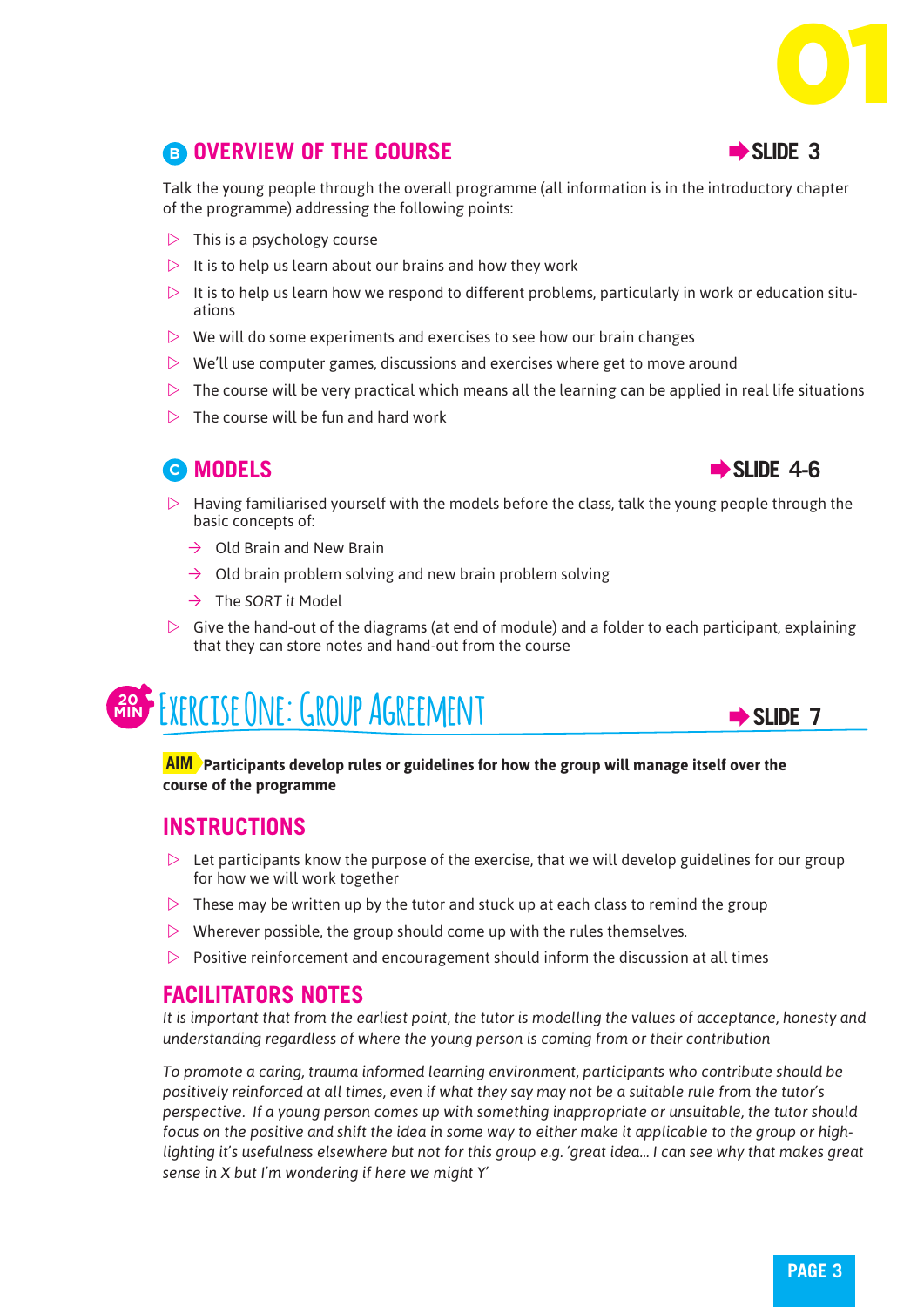## B OVERVIEW OF THE COURSE

➡ SLIDE 3

Talk the young people through the overall programme (all information is in the introductory chapter of the programme) addressing the following points:

- This is a psychology course
- It is to help us learn about our brains and how they work
- It is to help us learn how we respond to different problems, particularly in work or education situations
- We will do some experiments and exercises to see how our brain changes
- We'll use computer games, discussions and exercises where get to move around
- The course will be very practical which means all the learning can be applied in real life situations
- The course will be fun and hard work

## C MODELS

➡ SLIDE 4-6

- Having familiarised yourself with the models before the class, talk the young people through the basic concepts of:
  - Old Brain and New Brain
  - Old brain problem solving and new brain problem solving
  - The *SORT it* Model
- Give the hand-out of the diagrams (at end of module) and a folder to each participant, explaining that they can store notes and hand-out from the course

# 20 MIN Exercise One: Group Agreement

➡ SLIDE 7

**AIM Participants develop rules or guidelines for how the group will manage itself over the course of the programme**

## INSTRUCTIONS

- Let participants know the purpose of the exercise, that we will develop guidelines for our group for how we will work together
- These may be written up by the tutor and stuck up at each class to remind the group
- Wherever possible, the group should come up with the rules themselves.
- Positive reinforcement and encouragement should inform the discussion at all times

## FACILITATORS NOTES

*It is important that from the earliest point, the tutor is modelling the values of acceptance, honesty and understanding regardless of where the young person is coming from or their contribution*

*To promote a caring, trauma informed learning environment, participants who contribute should be positively reinforced at all times, even if what they say may not be a suitable rule from the tutor's perspective. If a young person comes up with something inappropriate or unsuitable, the tutor should focus on the positive and shift the idea in some way to either make it applicable to the group or highlighting it's usefulness elsewhere but not for this group e.g. 'great idea... I can see why that makes great sense in X but I'm wondering if here we might Y'*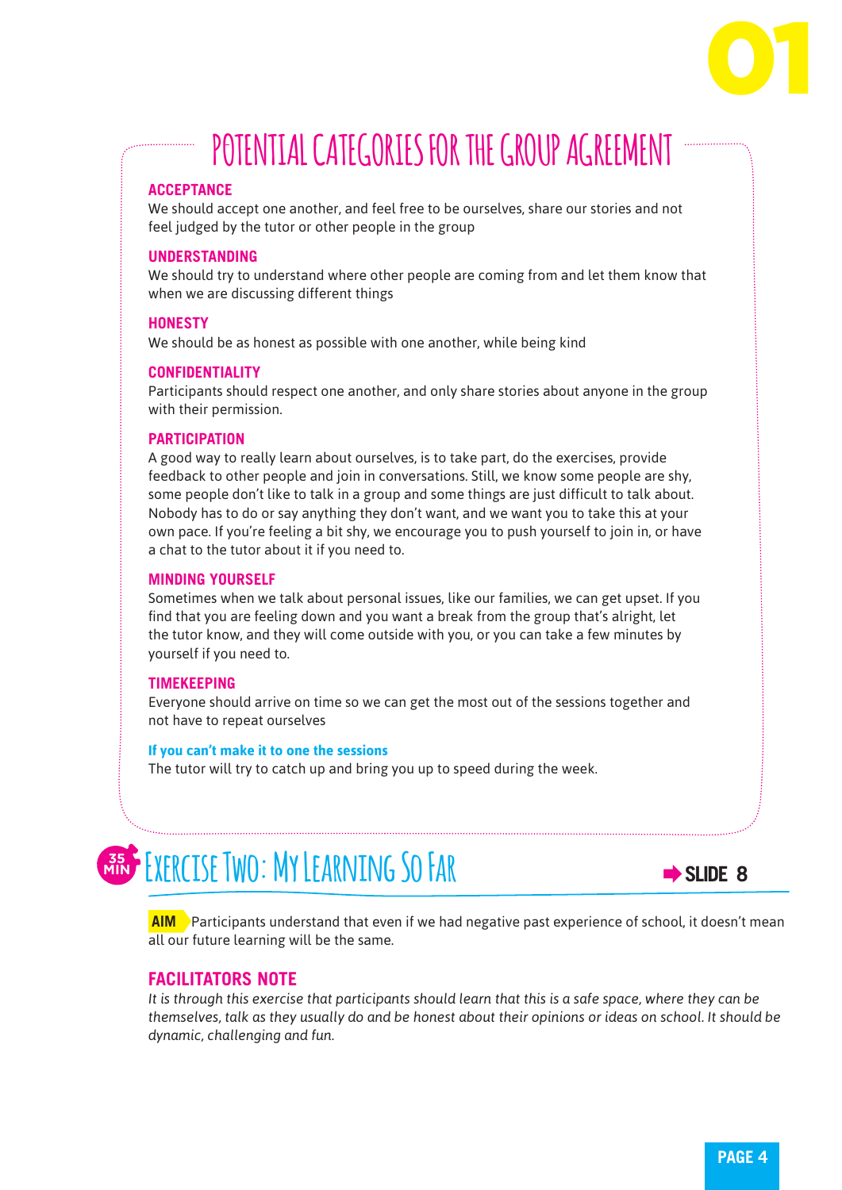## POTENTIAL CATEGORIES FOR THE GROUP AGREEMENT

**ACCEPTANCE**
We should accept one another, and feel free to be ourselves, share our stories and not feel judged by the tutor or other people in the group

**UNDERSTANDING**
We should try to understand where other people are coming from and let them know that when we are discussing different things

**HONESTY**
We should be as honest as possible with one another, while being kind

**CONFIDENTIALITY**
Participants should respect one another, and only share stories about anyone in the group with their permission.

**PARTICIPATION**
A good way to really learn about ourselves, is to take part, do the exercises, provide feedback to other people and join in conversations. Still, we know some people are shy, some people don't like to talk in a group and some things are just difficult to talk about. Nobody has to do or say anything they don't want, and we want you to take this at your own pace. If you're feeling a bit shy, we encourage you to push yourself to join in, or have a chat to the tutor about it if you need to.

**MINDING YOURSELF**
Sometimes when we talk about personal issues, like our families, we can get upset. If you find that you are feeling down and you want a break from the group that's alright, let the tutor know, and they will come outside with you, or you can take a few minutes by yourself if you need to.

**TIMEKEEPING**
Everyone should arrive on time so we can get the most out of the sessions together and not have to repeat ourselves

**If you can't make it to one the sessions**
The tutor will try to catch up and bring you up to speed during the week.

## 35 MIN EXERCISE TWO: MY LEARNING SO FAR

➡ SLIDE 8

**AIM** Participants understand that even if we had negative past experience of school, it doesn't mean all our future learning will be the same.

### FACILITATORS NOTE

*It is through this exercise that participants should learn that this is a safe space, where they can be themselves, talk as they usually do and be honest about their opinions or ideas on school. It should be dynamic, challenging and fun.*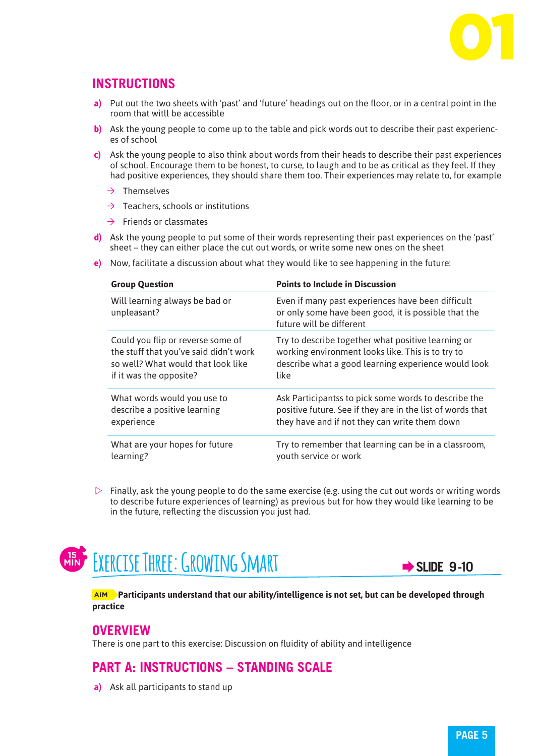## INSTRUCTIONS

**a)** Put out the two sheets with 'past' and 'future' headings out on the floor, or in a central point in the room that willl be accessible

**b)** Ask the young people to come up to the table and pick words out to describe their past experiences of school

**c)** Ask the young people to also think about words from their heads to describe their past experiences of school. Encourage them to be honest, to curse, to laugh and to be as critical as they feel. If they had positive experiences, they should share them too. Their experiences may relate to, for example

- → Themselves
- → Teachers, schools or institutions
- → Friends or classmates

**d)** Ask the young people to put some of their words representing their past experiences on the 'past' sheet – they can either place the cut out words, or write some new ones on the sheet

**e)** Now, facilitate a discussion about what they would like to see happening in the future:

| Group Question | Points to Include in Discussion |
|---|---|
| Will learning always be bad or unpleasant? | Even if many past experiences have been difficult or only some have been good, it is possible that the future will be different |
| Could you flip or reverse some of the stuff that you've said didn't work so well? What would that look like if it was the opposite? | Try to describe together what positive learning or working environment looks like. This is to try to describe what a good learning experience would look like |
| What words would you use to describe a positive learning experience | Ask Participantss to pick some words to describe the positive future. See if they are in the list of words that they have and if not they can write them down |
| What are your hopes for future learning? | Try to remember that learning can be in a classroom, youth service or work |

▷ Finally, ask the young people to do the same exercise (e.g. using the cut out words or writing words to describe future experiences of learning) as previous but for how they would like learning to be in the future, reflecting the discussion you just had.

## 15 MIN Exercise Three: Growing Smart

➡ SLIDE 9-10

**AIM Participants understand that our ability/intelligence is not set, but can be developed through practice**

## OVERVIEW

There is one part to this exercise: Discussion on fluidity of ability and intelligence

## PART A: INSTRUCTIONS – STANDING SCALE

**a)** Ask all participants to stand up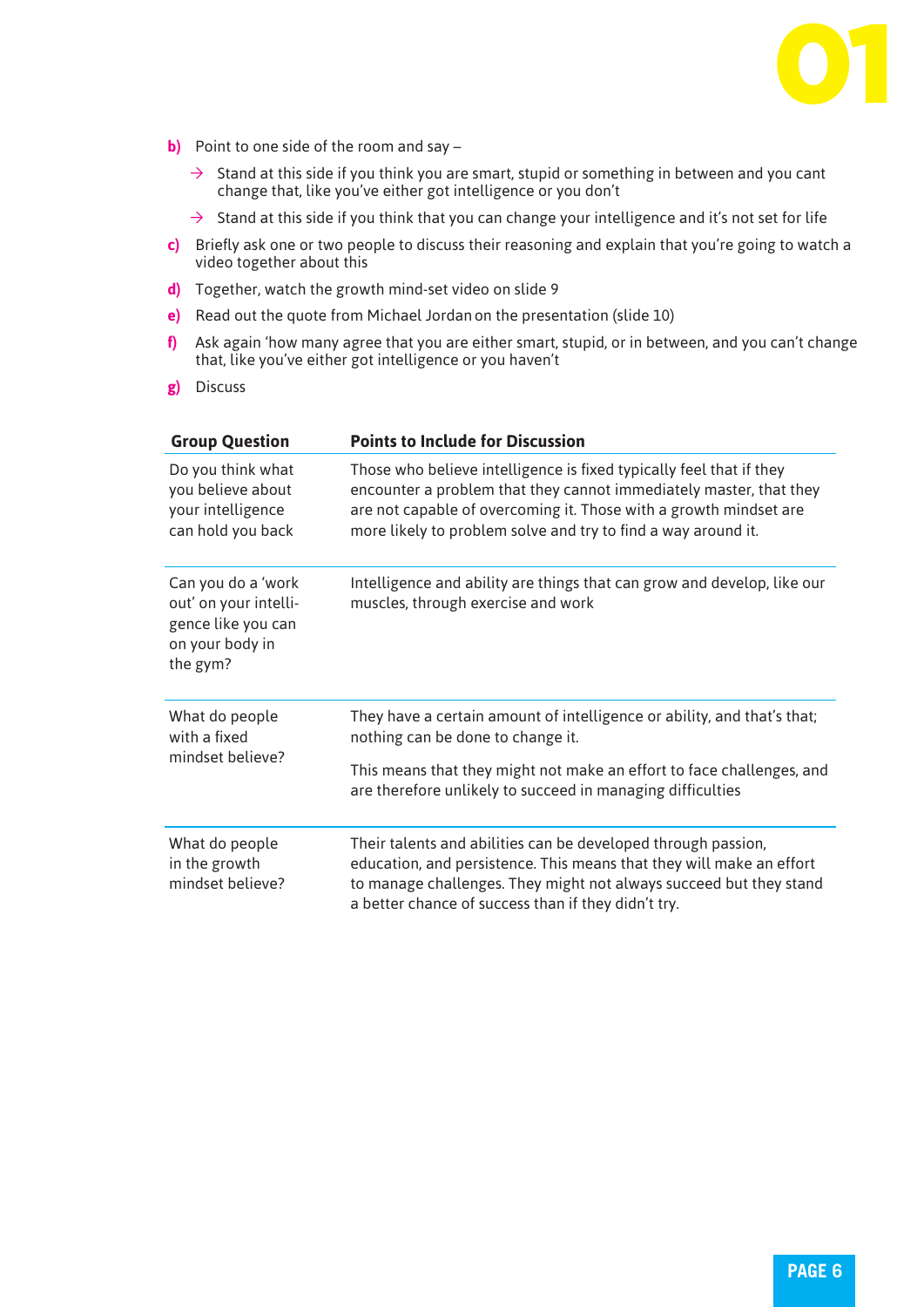**b)** Point to one side of the room and say –

- → Stand at this side if you think you are smart, stupid or something in between and you cant change that, like you've either got intelligence or you don't
- → Stand at this side if you think that you can change your intelligence and it's not set for life

**c)** Briefly ask one or two people to discuss their reasoning and explain that you're going to watch a video together about this

**d)** Together, watch the growth mind-set video on slide 9

**e)** Read out the quote from Michael Jordan on the presentation (slide 10)

**f)** Ask again 'how many agree that you are either smart, stupid, or in between, and you can't change that, like you've either got intelligence or you haven't

**g)** Discuss

| Group Question | Points to Include for Discussion |
|---|---|
| Do you think what you believe about your intelligence can hold you back | Those who believe intelligence is fixed typically feel that if they encounter a problem that they cannot immediately master, that they are not capable of overcoming it. Those with a growth mindset are more likely to problem solve and try to find a way around it. |
| Can you do a 'work out' on your intelligence like you can on your body in the gym? | Intelligence and ability are things that can grow and develop, like our muscles, through exercise and work |
| What do people with a fixed mindset believe? | They have a certain amount of intelligence or ability, and that's that; nothing can be done to change it. This means that they might not make an effort to face challenges, and are therefore unlikely to succeed in managing difficulties |
| What do people in the growth mindset believe? | Their talents and abilities can be developed through passion, education, and persistence. This means that they will make an effort to manage challenges. They might not always succeed but they stand a better chance of success than if they didn't try. |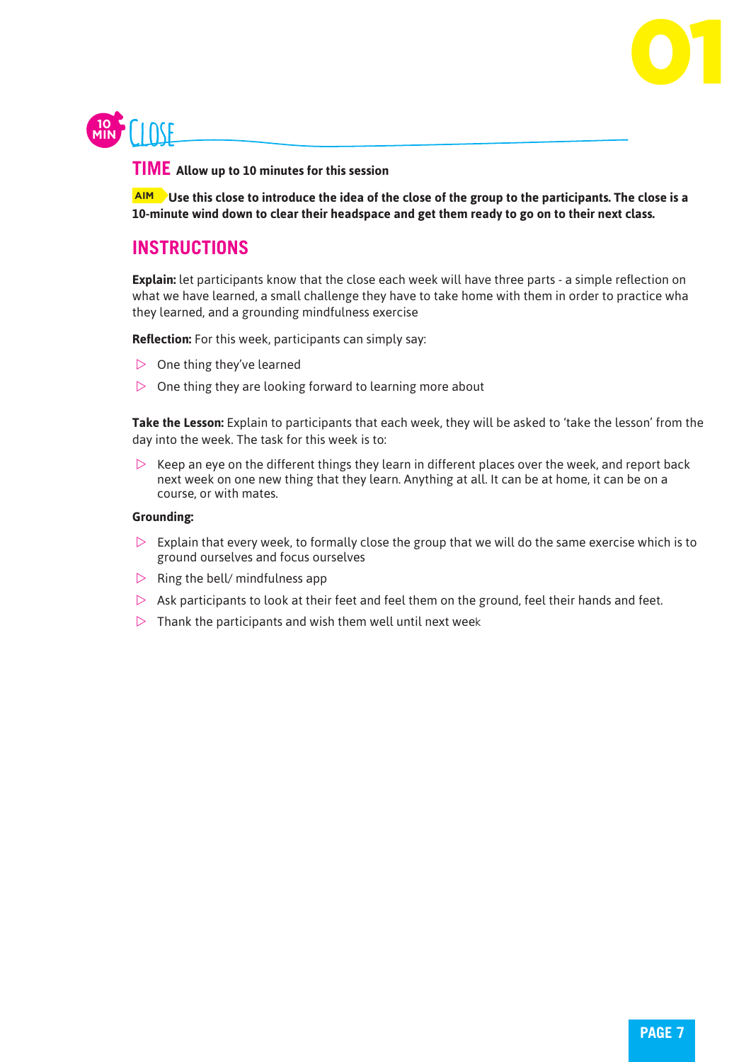# 10 MIN CLOSE

**TIME** **Allow up to 10 minutes for this session**

**AIM** **Use this close to introduce the idea of the close of the group to the participants. The close is a 10-minute wind down to clear their headspace and get them ready to go on to their next class.**

## INSTRUCTIONS

**Explain:** let participants know that the close each week will have three parts - a simple reflection on what we have learned, a small challenge they have to take home with them in order to practice wha they learned, and a grounding mindfulness exercise

**Reflection:** For this week, participants can simply say:

- One thing they've learned
- One thing they are looking forward to learning more about

**Take the Lesson:** Explain to participants that each week, they will be asked to 'take the lesson' from the day into the week. The task for this week is to:

- Keep an eye on the different things they learn in different places over the week, and report back next week on one new thing that they learn. Anything at all. It can be at home, it can be on a course, or with mates.

**Grounding:**

- Explain that every week, to formally close the group that we will do the same exercise which is to ground ourselves and focus ourselves
- Ring the bell/ mindfulness app
- Ask participants to look at their feet and feel them on the ground, feel their hands and feet.
- Thank the participants and wish them well until next week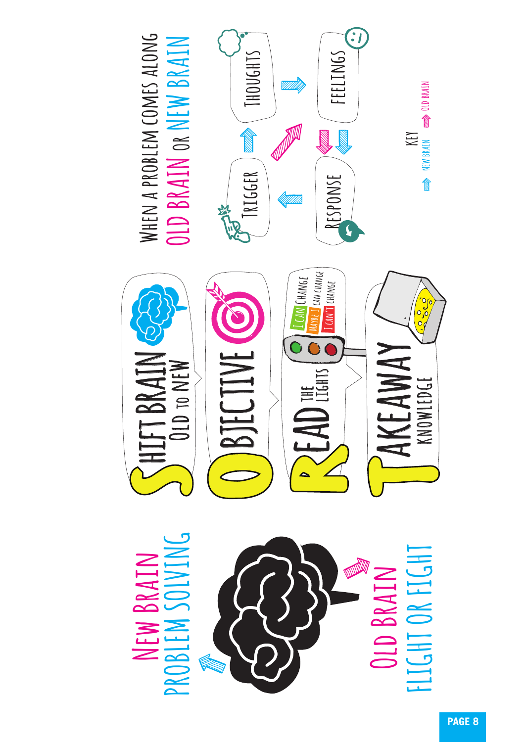# New Brain
## Problem Solving

# Old Brain
## Flight or Fight

**S**hift Brain
Old to New

**O**bjective

**R**ead the Lights

- I can change
- Maybe I can change
- I can't change

**T**akeaway
Knowledge

# When a problem comes along Old Brain or New Brain

- Trigger
- Thoughts
- Feelings
- Response

Key
- New Brain
- Old Brain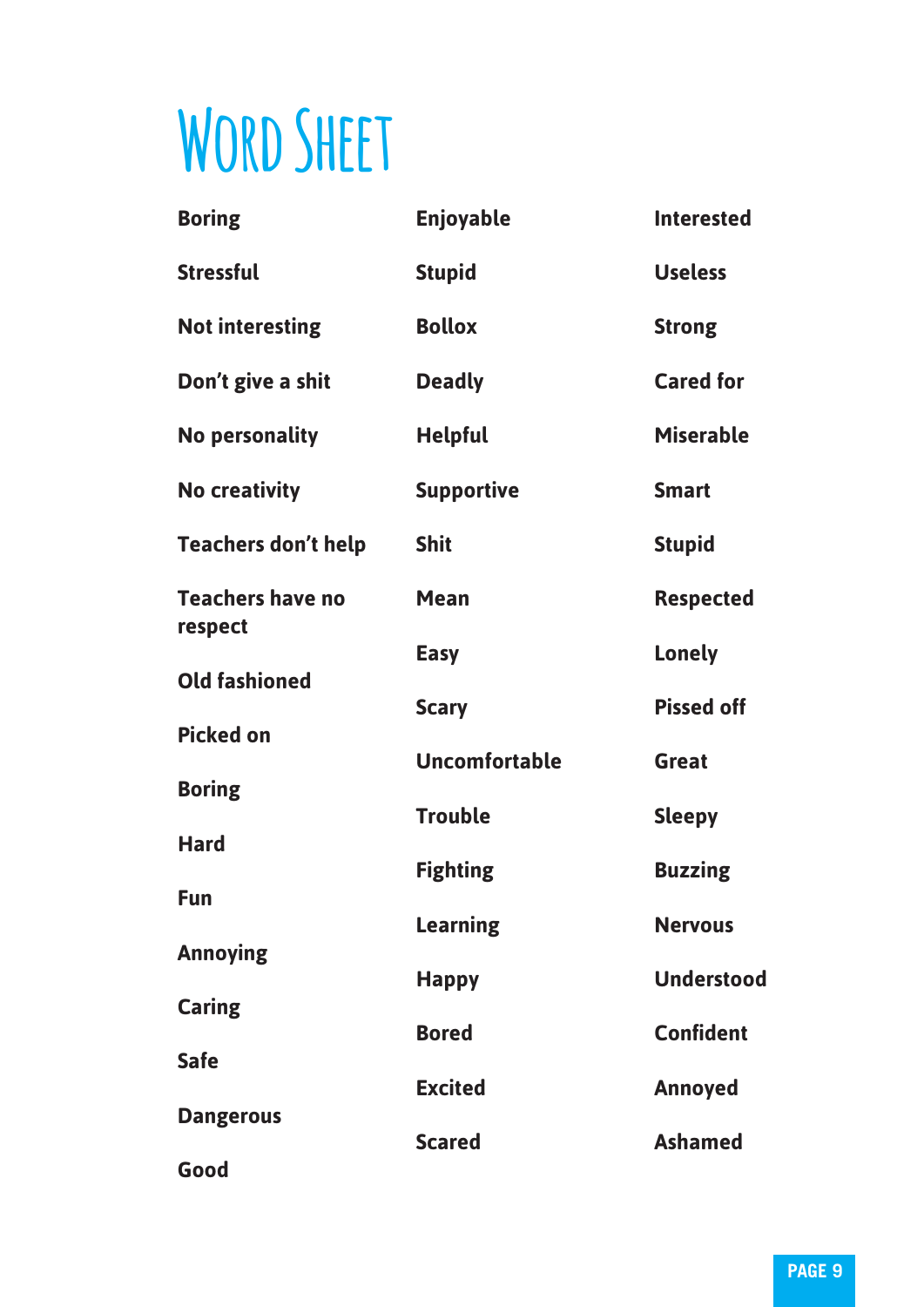# Word Sheet

Boring

Stressful

Not interesting

Don't give a shit

No personality

No creativity

Teachers don't help

Teachers have no respect

Old fashioned

Picked on

Boring

Hard

Fun

Annoying

Caring

Safe

Dangerous

Good

Enjoyable

Stupid

Bollox

Deadly

Helpful

Supportive

Shit

Mean

Easy

Scary

Uncomfortable

Trouble

Fighting

Learning

Happy

Bored

Excited

Scared

Interested

Useless

Strong

Cared for

Miserable

Smart

Stupid

Respected

Lonely

Pissed off

Great

Sleepy

Buzzing

Nervous

Understood

Confident

Annoyed

Ashamed